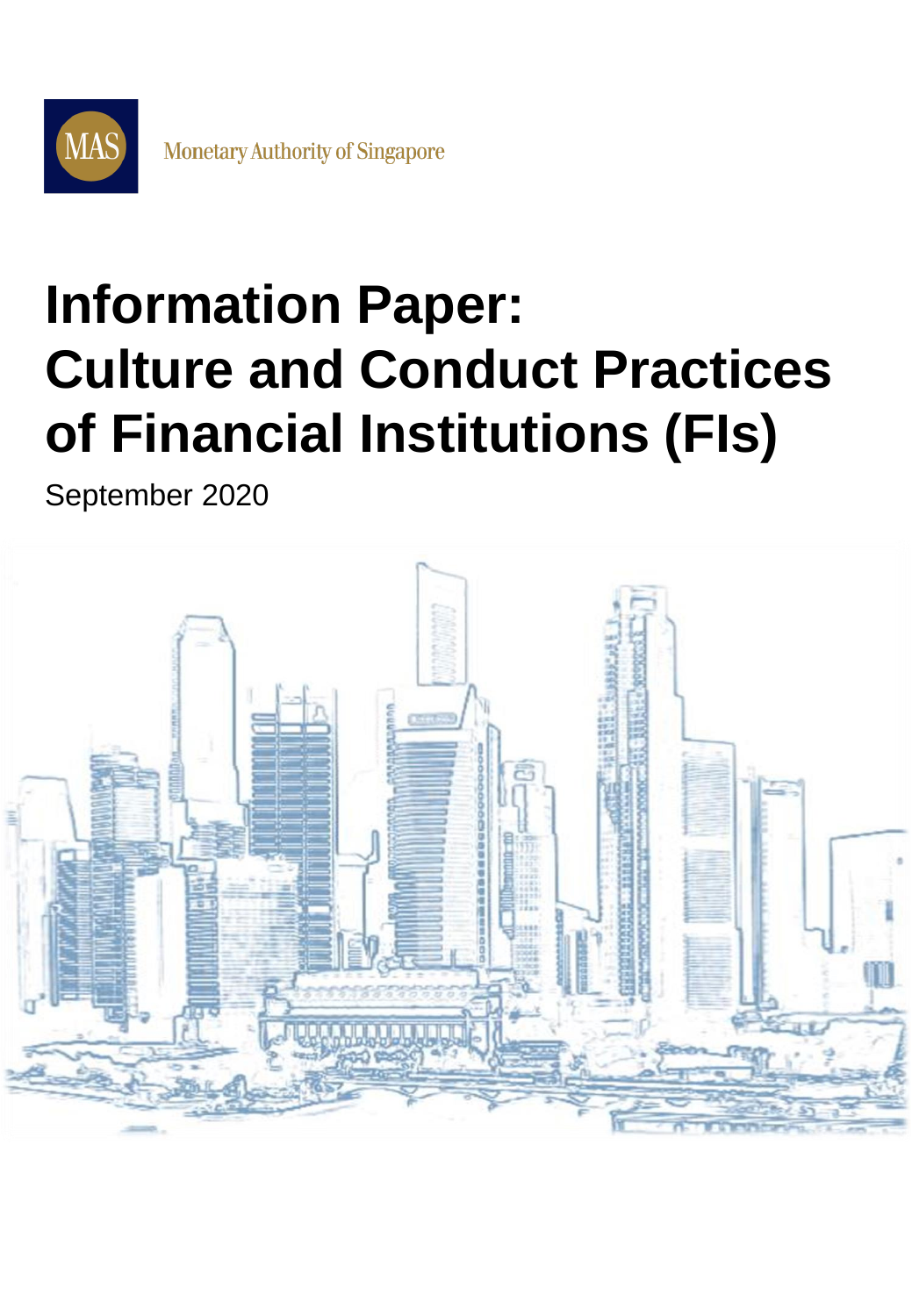Monetary Authority of Singapore

# Information Paper: Culture and Conduct Practices of Financial Institutions (FIs)

September 2020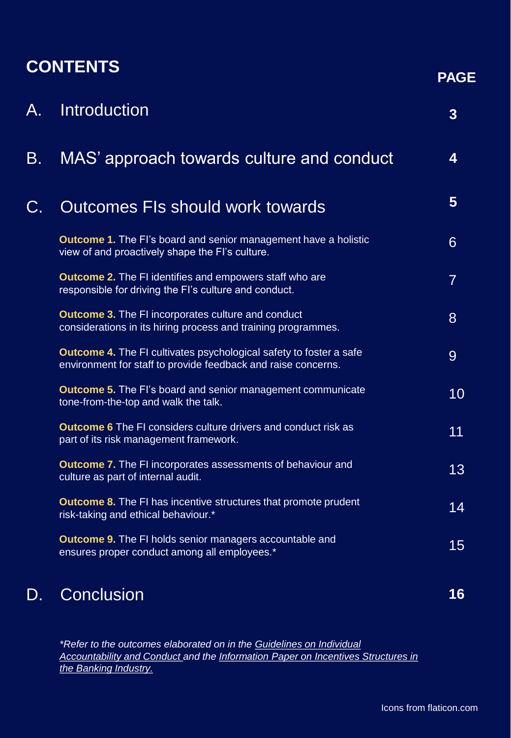# CONTENTS

| | | PAGE |
|---|---|---|
| A. | Introduction | 3 |
| B. | MAS' approach towards culture and conduct | 4 |
| C. | Outcomes FIs should work towards | 5 |
| | **Outcome 1.** The FI's board and senior management have a holistic view of and proactively shape the FI's culture. | 6 |
| | **Outcome 2.** The FI identifies and empowers staff who are responsible for driving the FI's culture and conduct. | 7 |
| | **Outcome 3.** The FI incorporates culture and conduct considerations in its hiring process and training programmes. | 8 |
| | **Outcome 4.** The FI cultivates psychological safety to foster a safe environment for staff to provide feedback and raise concerns. | 9 |
| | **Outcome 5.** The FI's board and senior management communicate tone-from-the-top and walk the talk. | 10 |
| | **Outcome 6** The FI considers culture drivers and conduct risk as part of its risk management framework. | 11 |
| | **Outcome 7.** The FI incorporates assessments of behaviour and culture as part of internal audit. | 13 |
| | **Outcome 8.** The FI has incentive structures that promote prudent risk-taking and ethical behaviour.* | 14 |
| | **Outcome 9.** The FI holds senior managers accountable and ensures proper conduct among all employees.* | 15 |
| D. | Conclusion | 16 |

*\*Refer to the outcomes elaborated on in the Guidelines on Individual Accountability and Conduct and the Information Paper on Incentives Structures in the Banking Industry.*

Icons from flaticon.com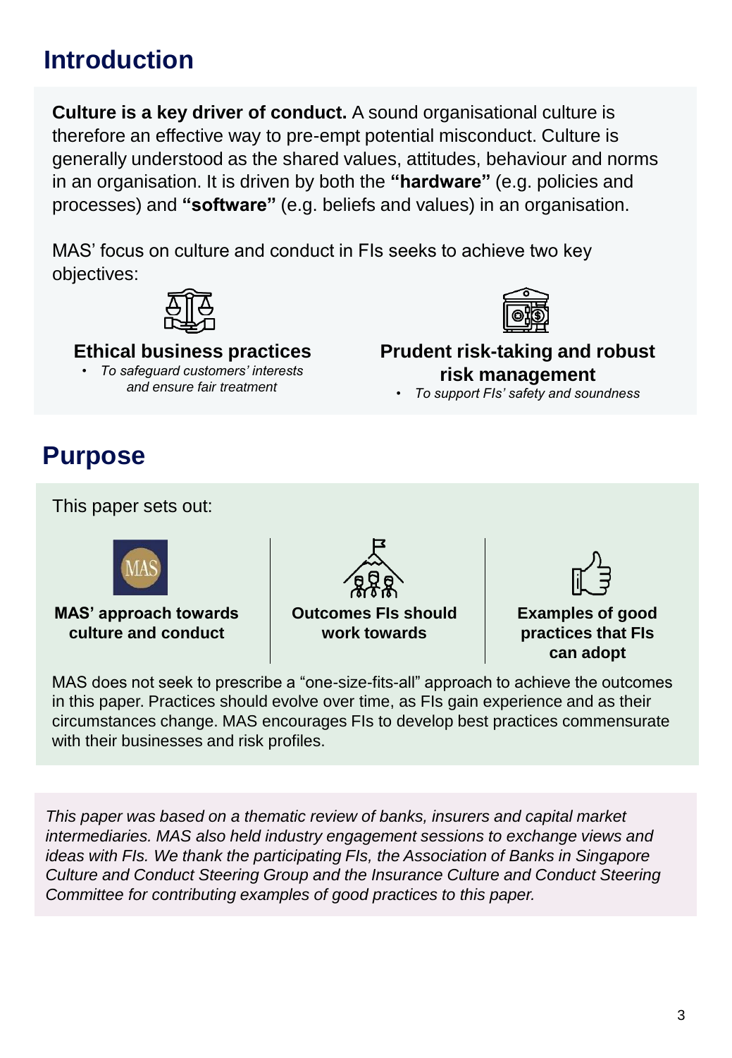# Introduction

**Culture is a key driver of conduct.** A sound organisational culture is therefore an effective way to pre-empt potential misconduct. Culture is generally understood as the shared values, attitudes, behaviour and norms in an organisation. It is driven by both the **"hardware"** (e.g. policies and processes) and **"software"** (e.g. beliefs and values) in an organisation.

MAS' focus on culture and conduct in FIs seeks to achieve two key objectives:

**Ethical business practices**

- *To safeguard customers' interests and ensure fair treatment*

**Prudent risk-taking and robust risk management**

- *To support FIs' safety and soundness*

# Purpose

This paper sets out:

- **MAS' approach towards culture and conduct**
- **Outcomes FIs should work towards**
- **Examples of good practices that FIs can adopt**

MAS does not seek to prescribe a "one-size-fits-all" approach to achieve the outcomes in this paper. Practices should evolve over time, as FIs gain experience and as their circumstances change. MAS encourages FIs to develop best practices commensurate with their businesses and risk profiles.

*This paper was based on a thematic review of banks, insurers and capital market intermediaries. MAS also held industry engagement sessions to exchange views and ideas with FIs. We thank the participating FIs, the Association of Banks in Singapore Culture and Conduct Steering Group and the Insurance Culture and Conduct Steering Committee for contributing examples of good practices to this paper.*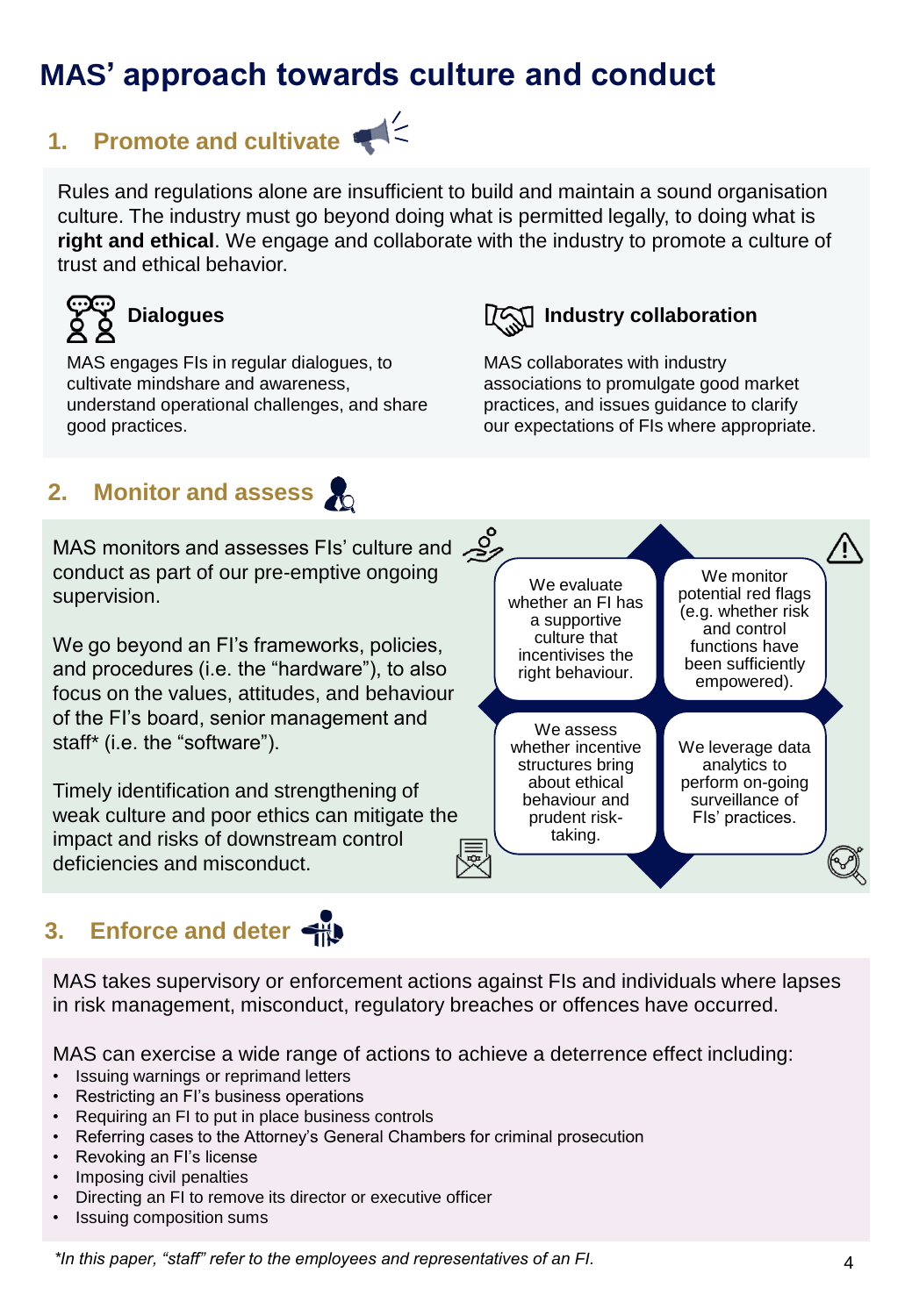# MAS' approach towards culture and conduct

## 1. Promote and cultivate

Rules and regulations alone are insufficient to build and maintain a sound organisation culture. The industry must go beyond doing what is permitted legally, to doing what is **right and ethical**. We engage and collaborate with the industry to promote a culture of trust and ethical behavior.

### Dialogues

MAS engages FIs in regular dialogues, to cultivate mindshare and awareness, understand operational challenges, and share good practices.

### Industry collaboration

MAS collaborates with industry associations to promulgate good market practices, and issues guidance to clarify our expectations of FIs where appropriate.

## 2. Monitor and assess

MAS monitors and assesses FIs' culture and conduct as part of our pre-emptive ongoing supervision.

We go beyond an FI's frameworks, policies, and procedures (i.e. the "hardware"), to also focus on the values, attitudes, and behaviour of the FI's board, senior management and staff* (i.e. the "software").

Timely identification and strengthening of weak culture and poor ethics can mitigate the impact and risks of downstream control deficiencies and misconduct.

- We evaluate whether an FI has a supportive culture that incentivises the right behaviour.
- We monitor potential red flags (e.g. whether risk and control functions have been sufficiently empowered).
- We assess whether incentive structures bring about ethical behaviour and prudent risk-taking.
- We leverage data analytics to perform on-going surveillance of FIs' practices.

## 3. Enforce and deter

MAS takes supervisory or enforcement actions against FIs and individuals where lapses in risk management, misconduct, regulatory breaches or offences have occurred.

MAS can exercise a wide range of actions to achieve a deterrence effect including:

- Issuing warnings or reprimand letters
- Restricting an FI's business operations
- Requiring an FI to put in place business controls
- Referring cases to the Attorney's General Chambers for criminal prosecution
- Revoking an FI's license
- Imposing civil penalties
- Directing an FI to remove its director or executive officer
- Issuing composition sums

*In this paper, "staff" refer to the employees and representatives of an FI.*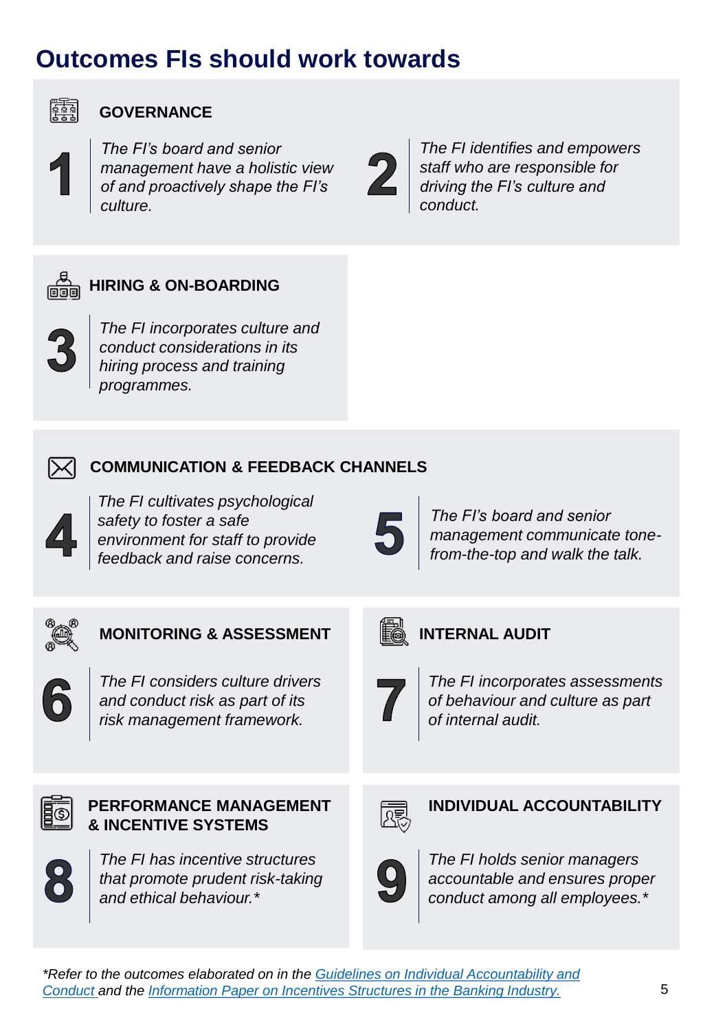# Outcomes FIs should work towards

### GOVERNANCE

**1** *The FI's board and senior management have a holistic view of and proactively shape the FI's culture.*

**2** *The FI identifies and empowers staff who are responsible for driving the FI's culture and conduct.*

### HIRING & ON-BOARDING

**3** *The FI incorporates culture and conduct considerations in its hiring process and training programmes.*

### COMMUNICATION & FEEDBACK CHANNELS

**4** *The FI cultivates psychological safety to foster a safe environment for staff to provide feedback and raise concerns.*

**5** *The FI's board and senior management communicate tone-from-the-top and walk the talk.*

### MONITORING & ASSESSMENT

**6** *The FI considers culture drivers and conduct risk as part of its risk management framework.*

### INTERNAL AUDIT

**7** *The FI incorporates assessments of behaviour and culture as part of internal audit.*

### PERFORMANCE MANAGEMENT & INCENTIVE SYSTEMS

**8** *The FI has incentive structures that promote prudent risk-taking and ethical behaviour.**

### INDIVIDUAL ACCOUNTABILITY

**9** *The FI holds senior managers accountable and ensures proper conduct among all employees.**

*\*Refer to the outcomes elaborated on in the Guidelines on Individual Accountability and Conduct and the Information Paper on Incentives Structures in the Banking Industry.*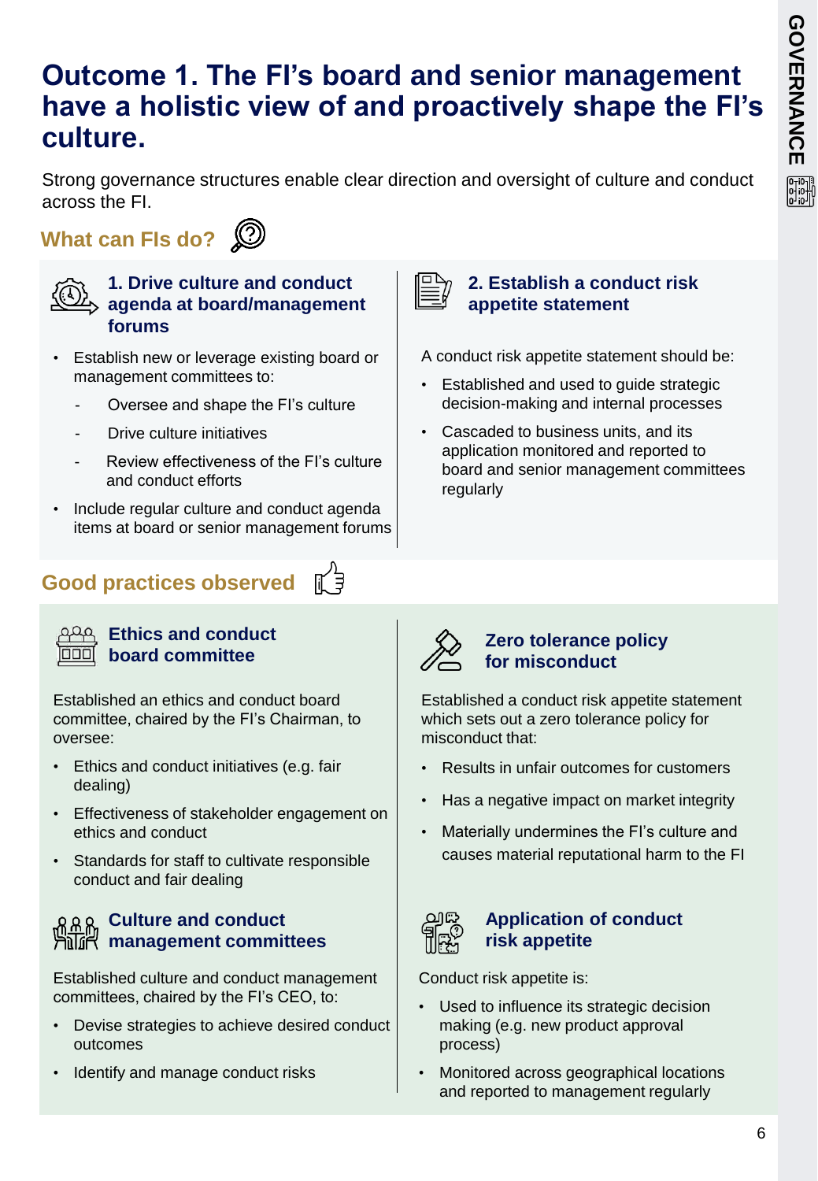# Outcome 1. The FI's board and senior management have a holistic view of and proactively shape the FI's culture.

Strong governance structures enable clear direction and oversight of culture and conduct across the FI.

## What can FIs do?

### 1. Drive culture and conduct agenda at board/management forums

- Establish new or leverage existing board or management committees to:
  - Oversee and shape the FI's culture
  - Drive culture initiatives
  - Review effectiveness of the FI's culture and conduct efforts
- Include regular culture and conduct agenda items at board or senior management forums

### 2. Establish a conduct risk appetite statement

A conduct risk appetite statement should be:

- Established and used to guide strategic decision-making and internal processes
- Cascaded to business units, and its application monitored and reported to board and senior management committees regularly

## Good practices observed

### Ethics and conduct board committee

Established an ethics and conduct board committee, chaired by the FI's Chairman, to oversee:

- Ethics and conduct initiatives (e.g. fair dealing)
- Effectiveness of stakeholder engagement on ethics and conduct
- Standards for staff to cultivate responsible conduct and fair dealing

### Culture and conduct management committees

Established culture and conduct management committees, chaired by the FI's CEO, to:

- Devise strategies to achieve desired conduct outcomes
- Identify and manage conduct risks

### Zero tolerance policy for misconduct

Established a conduct risk appetite statement which sets out a zero tolerance policy for misconduct that:

- Results in unfair outcomes for customers
- Has a negative impact on market integrity
- Materially undermines the FI's culture and causes material reputational harm to the FI

### Application of conduct risk appetite

Conduct risk appetite is:

- Used to influence its strategic decision making (e.g. new product approval process)
- Monitored across geographical locations and reported to management regularly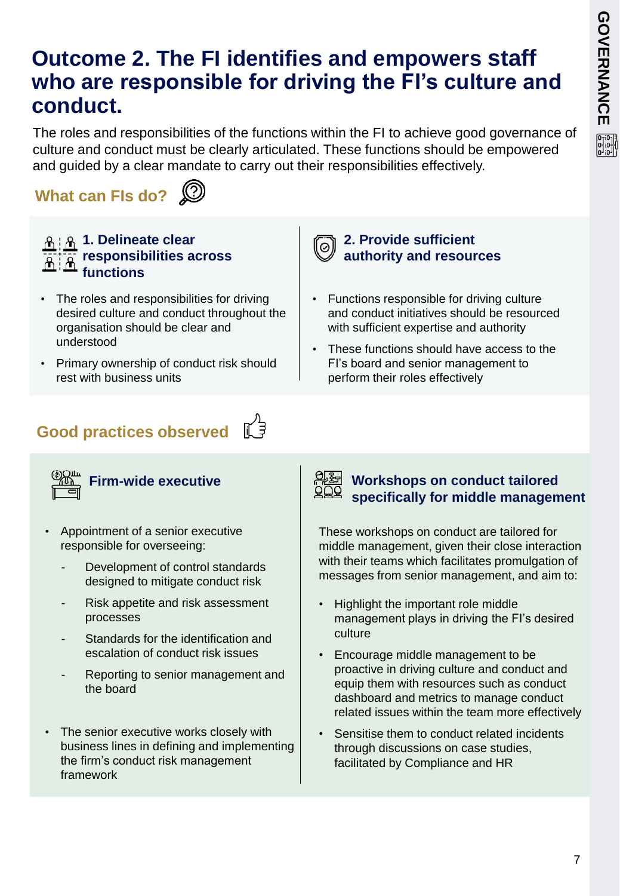# Outcome 2. The FI identifies and empowers staff who are responsible for driving the FI's culture and conduct.

The roles and responsibilities of the functions within the FI to achieve good governance of culture and conduct must be clearly articulated. These functions should be empowered and guided by a clear mandate to carry out their responsibilities effectively.

## What can FIs do?

### 1. Delineate clear responsibilities across functions

- The roles and responsibilities for driving desired culture and conduct throughout the organisation should be clear and understood
- Primary ownership of conduct risk should rest with business units

### 2. Provide sufficient authority and resources

- Functions responsible for driving culture and conduct initiatives should be resourced with sufficient expertise and authority
- These functions should have access to the FI's board and senior management to perform their roles effectively

## Good practices observed

### Firm-wide executive

- Appointment of a senior executive responsible for overseeing:
  - Development of control standards designed to mitigate conduct risk
  - Risk appetite and risk assessment processes
  - Standards for the identification and escalation of conduct risk issues
  - Reporting to senior management and the board
- The senior executive works closely with business lines in defining and implementing the firm's conduct risk management framework

### Workshops on conduct tailored specifically for middle management

These workshops on conduct are tailored for middle management, given their close interaction with their teams which facilitates promulgation of messages from senior management, and aim to:

- Highlight the important role middle management plays in driving the FI's desired culture
- Encourage middle management to be proactive in driving culture and conduct and equip them with resources such as conduct dashboard and metrics to manage conduct related issues within the team more effectively
- Sensitise them to conduct related incidents through discussions on case studies, facilitated by Compliance and HR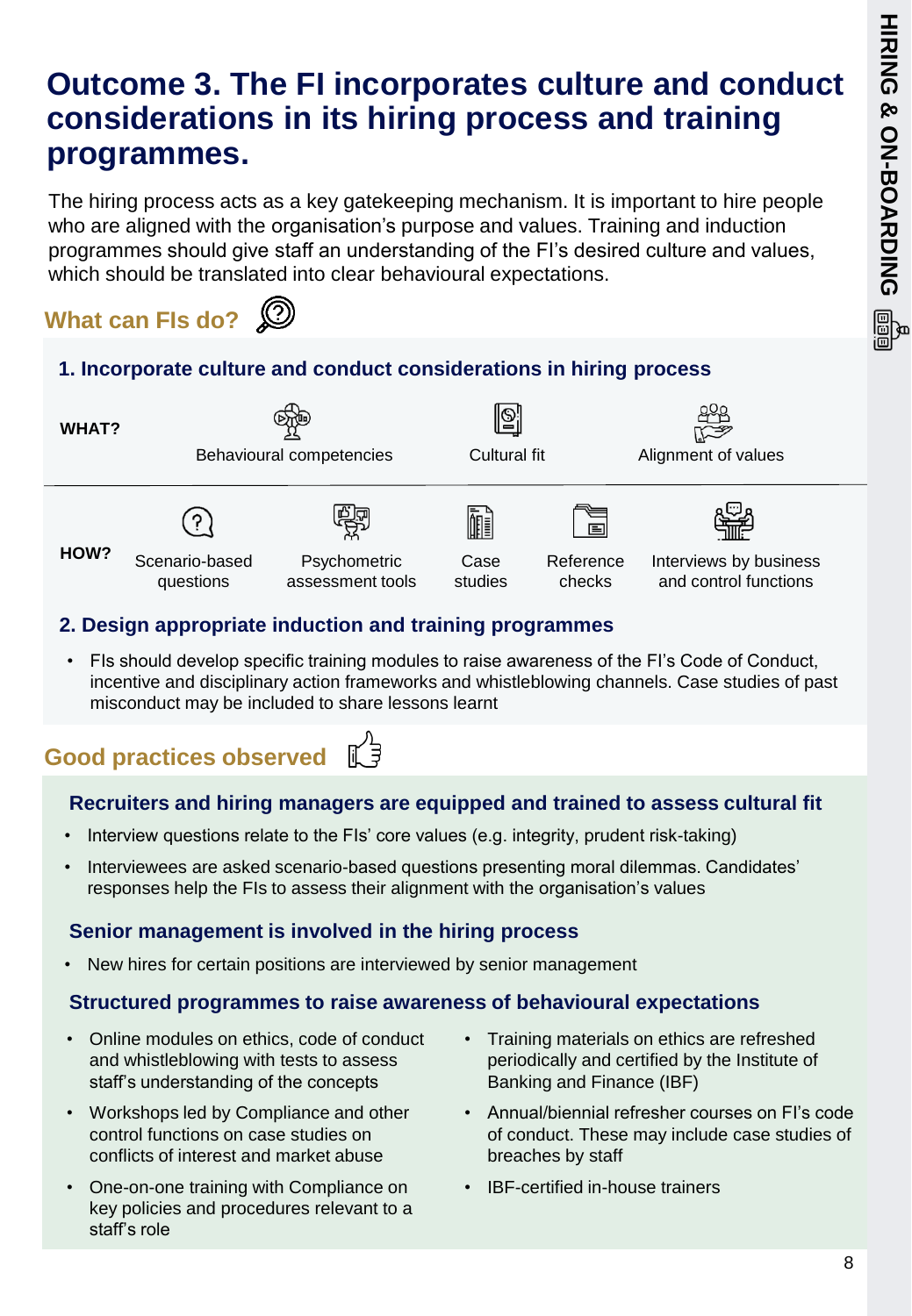# Outcome 3. The FI incorporates culture and conduct considerations in its hiring process and training programmes.

The hiring process acts as a key gatekeeping mechanism. It is important to hire people who are aligned with the organisation's purpose and values. Training and induction programmes should give staff an understanding of the FI's desired culture and values, which should be translated into clear behavioural expectations.

## What can FIs do?

### 1. Incorporate culture and conduct considerations in hiring process

**WHAT?**

- Behavioural competencies
- Cultural fit
- Alignment of values

**HOW?**

- Scenario-based questions
- Psychometric assessment tools
- Case studies
- Reference checks
- Interviews by business and control functions

### 2. Design appropriate induction and training programmes

- FIs should develop specific training modules to raise awareness of the FI's Code of Conduct, incentive and disciplinary action frameworks and whistleblowing channels. Case studies of past misconduct may be included to share lessons learnt

## Good practices observed

### Recruiters and hiring managers are equipped and trained to assess cultural fit

- Interview questions relate to the FIs' core values (e.g. integrity, prudent risk-taking)
- Interviewees are asked scenario-based questions presenting moral dilemmas. Candidates' responses help the FIs to assess their alignment with the organisation's values

### Senior management is involved in the hiring process

- New hires for certain positions are interviewed by senior management

### Structured programmes to raise awareness of behavioural expectations

- Online modules on ethics, code of conduct and whistleblowing with tests to assess staff's understanding of the concepts
- Workshops led by Compliance and other control functions on case studies on conflicts of interest and market abuse
- One-on-one training with Compliance on key policies and procedures relevant to a staff's role
- Training materials on ethics are refreshed periodically and certified by the Institute of Banking and Finance (IBF)
- Annual/biennial refresher courses on FI's code of conduct. These may include case studies of breaches by staff
- IBF-certified in-house trainers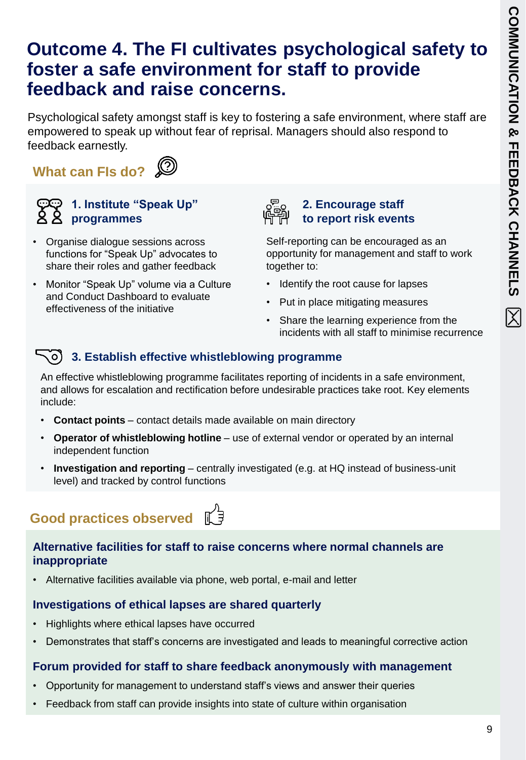# Outcome 4. The FI cultivates psychological safety to foster a safe environment for staff to provide feedback and raise concerns.

Psychological safety amongst staff is key to fostering a safe environment, where staff are empowered to speak up without fear of reprisal. Managers should also respond to feedback earnestly.

## What can FIs do?

### 1. Institute "Speak Up" programmes

- Organise dialogue sessions across functions for "Speak Up" advocates to share their roles and gather feedback
- Monitor "Speak Up" volume via a Culture and Conduct Dashboard to evaluate effectiveness of the initiative

### 2. Encourage staff to report risk events

Self-reporting can be encouraged as an opportunity for management and staff to work together to:

- Identify the root cause for lapses
- Put in place mitigating measures
- Share the learning experience from the incidents with all staff to minimise recurrence

### 3. Establish effective whistleblowing programme

An effective whistleblowing programme facilitates reporting of incidents in a safe environment, and allows for escalation and rectification before undesirable practices take root. Key elements include:

- **Contact points** – contact details made available on main directory
- **Operator of whistleblowing hotline** – use of external vendor or operated by an internal independent function
- **Investigation and reporting** – centrally investigated (e.g. at HQ instead of business-unit level) and tracked by control functions

## Good practices observed

### Alternative facilities for staff to raise concerns where normal channels are inappropriate

- Alternative facilities available via phone, web portal, e-mail and letter

### Investigations of ethical lapses are shared quarterly

- Highlights where ethical lapses have occurred
- Demonstrates that staff's concerns are investigated and leads to meaningful corrective action

### Forum provided for staff to share feedback anonymously with management

- Opportunity for management to understand staff's views and answer their queries
- Feedback from staff can provide insights into state of culture within organisation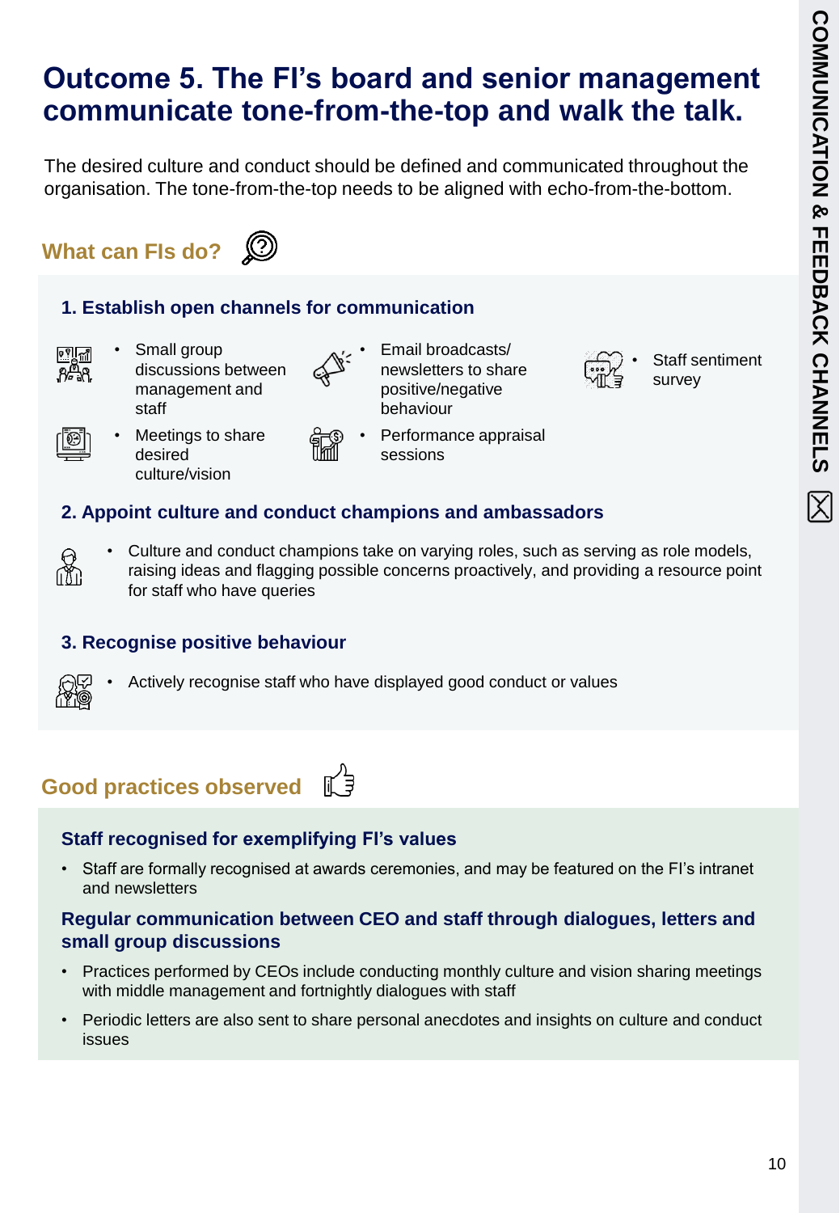# Outcome 5. The FI's board and senior management communicate tone-from-the-top and walk the talk.

The desired culture and conduct should be defined and communicated throughout the organisation. The tone-from-the-top needs to be aligned with echo-from-the-bottom.

## What can FIs do?

### 1. Establish open channels for communication

- Small group discussions between management and staff
- Meetings to share desired culture/vision
- Email broadcasts/ newsletters to share positive/negative behaviour
- Performance appraisal sessions
- Staff sentiment survey

### 2. Appoint culture and conduct champions and ambassadors

- Culture and conduct champions take on varying roles, such as serving as role models, raising ideas and flagging possible concerns proactively, and providing a resource point for staff who have queries

### 3. Recognise positive behaviour

- Actively recognise staff who have displayed good conduct or values

## Good practices observed

### Staff recognised for exemplifying FI's values

- Staff are formally recognised at awards ceremonies, and may be featured on the FI's intranet and newsletters

### Regular communication between CEO and staff through dialogues, letters and small group discussions

- Practices performed by CEOs include conducting monthly culture and vision sharing meetings with middle management and fortnightly dialogues with staff
- Periodic letters are also sent to share personal anecdotes and insights on culture and conduct issues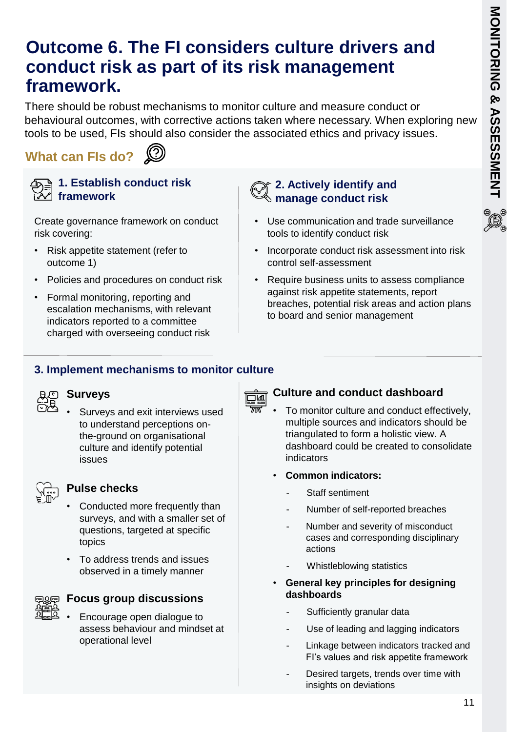# Outcome 6. The FI considers culture drivers and conduct risk as part of its risk management framework.

There should be robust mechanisms to monitor culture and measure conduct or behavioural outcomes, with corrective actions taken where necessary. When exploring new tools to be used, FIs should also consider the associated ethics and privacy issues.

## What can FIs do?

### 1. Establish conduct risk framework

Create governance framework on conduct risk covering:

- Risk appetite statement (refer to outcome 1)
- Policies and procedures on conduct risk
- Formal monitoring, reporting and escalation mechanisms, with relevant indicators reported to a committee charged with overseeing conduct risk

### 2. Actively identify and manage conduct risk

- Use communication and trade surveillance tools to identify conduct risk
- Incorporate conduct risk assessment into risk control self-assessment
- Require business units to assess compliance against risk appetite statements, report breaches, potential risk areas and action plans to board and senior management

### 3. Implement mechanisms to monitor culture

#### Surveys

- Surveys and exit interviews used to understand perceptions on-the-ground on organisational culture and identify potential issues

#### Pulse checks

- Conducted more frequently than surveys, and with a smaller set of questions, targeted at specific topics
- To address trends and issues observed in a timely manner

#### Focus group discussions

- Encourage open dialogue to assess behaviour and mindset at operational level

#### Culture and conduct dashboard

- To monitor culture and conduct effectively, multiple sources and indicators should be triangulated to form a holistic view. A dashboard could be created to consolidate indicators
- **Common indicators:**
  - Staff sentiment
  - Number of self-reported breaches
  - Number and severity of misconduct cases and corresponding disciplinary actions
  - Whistleblowing statistics
- **General key principles for designing dashboards**
  - Sufficiently granular data
  - Use of leading and lagging indicators
  - Linkage between indicators tracked and FI's values and risk appetite framework
  - Desired targets, trends over time with insights on deviations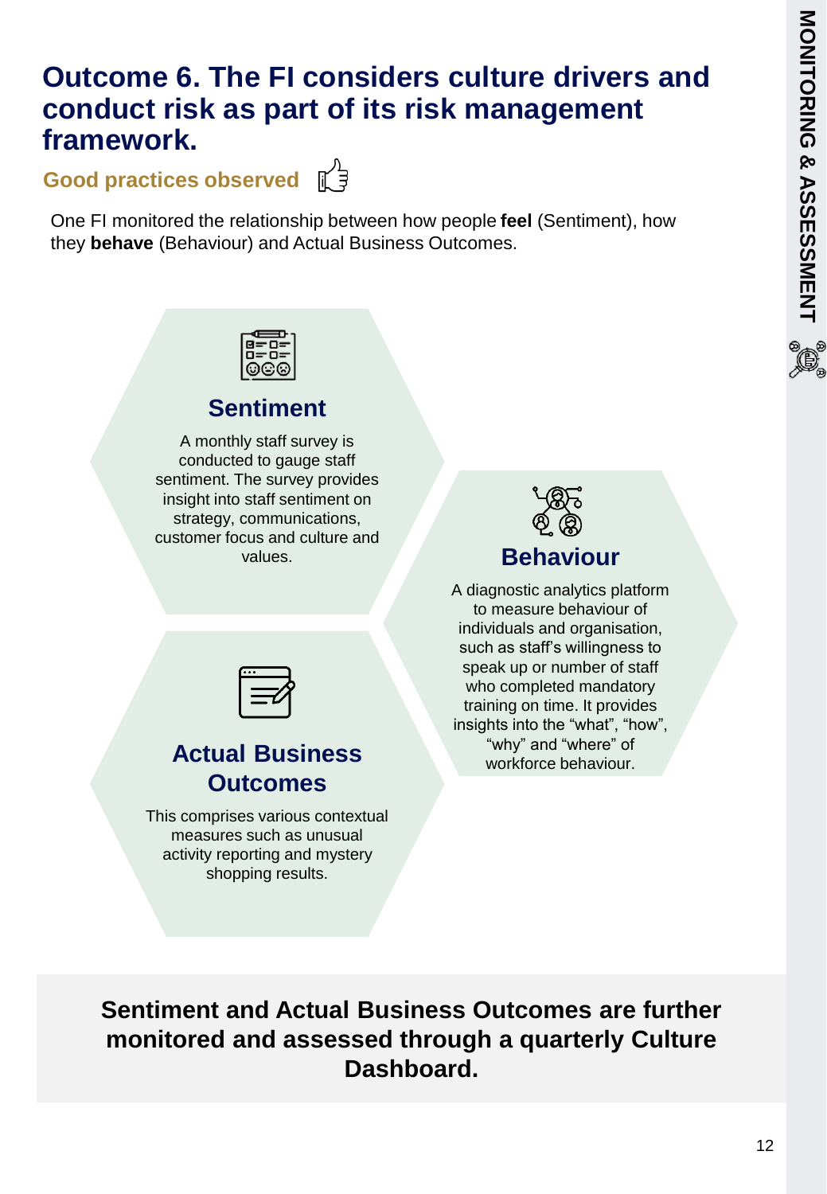# Outcome 6. The FI considers culture drivers and conduct risk as part of its risk management framework.

## Good practices observed

One FI monitored the relationship between how people **feel** (Sentiment), how they **behave** (Behaviour) and Actual Business Outcomes.

### Sentiment

A monthly staff survey is conducted to gauge staff sentiment. The survey provides insight into staff sentiment on strategy, communications, customer focus and culture and values.

### Behaviour

A diagnostic analytics platform to measure behaviour of individuals and organisation, such as staff's willingness to speak up or number of staff who completed mandatory training on time. It provides insights into the "what", "how", "why" and "where" of workforce behaviour.

### Actual Business Outcomes

This comprises various contextual measures such as unusual activity reporting and mystery shopping results.

**Sentiment and Actual Business Outcomes are further monitored and assessed through a quarterly Culture Dashboard.**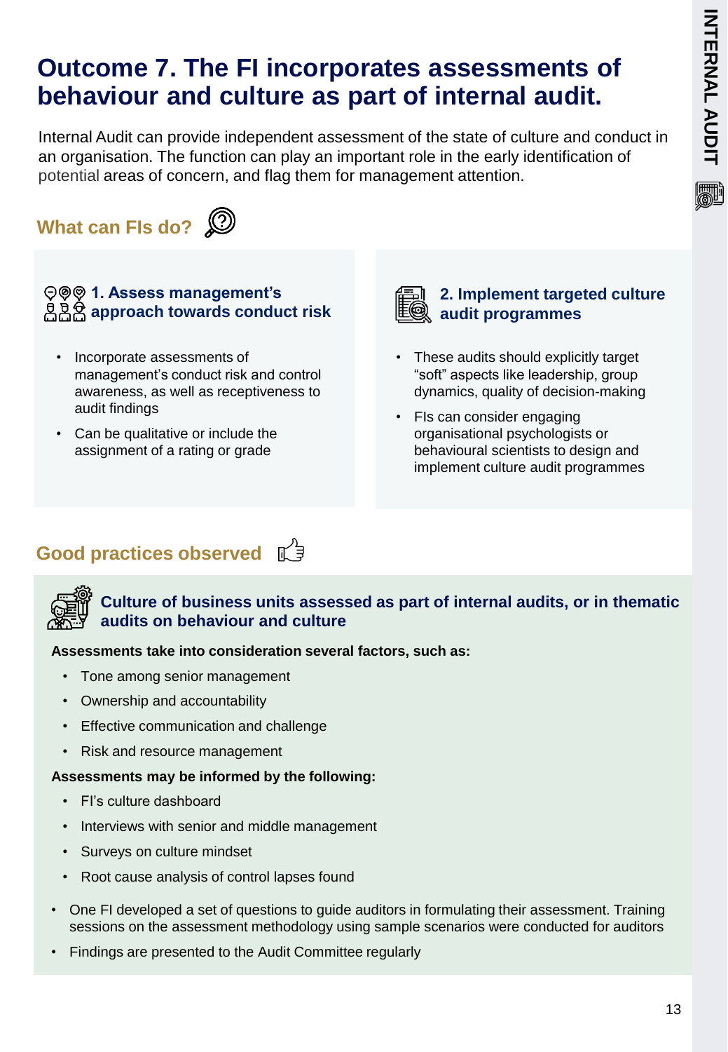# Outcome 7. The FI incorporates assessments of behaviour and culture as part of internal audit.

Internal Audit can provide independent assessment of the state of culture and conduct in an organisation. The function can play an important role in the early identification of potential areas of concern, and flag them for management attention.

## What can FIs do?

### 1. Assess management's approach towards conduct risk

- Incorporate assessments of management's conduct risk and control awareness, as well as receptiveness to audit findings
- Can be qualitative or include the assignment of a rating or grade

### 2. Implement targeted culture audit programmes

- These audits should explicitly target "soft" aspects like leadership, group dynamics, quality of decision-making
- FIs can consider engaging organisational psychologists or behavioural scientists to design and implement culture audit programmes

## Good practices observed

### Culture of business units assessed as part of internal audits, or in thematic audits on behaviour and culture

**Assessments take into consideration several factors, such as:**

- Tone among senior management
- Ownership and accountability
- Effective communication and challenge
- Risk and resource management

**Assessments may be informed by the following:**

- FI's culture dashboard
- Interviews with senior and middle management
- Surveys on culture mindset
- Root cause analysis of control lapses found

- One FI developed a set of questions to guide auditors in formulating their assessment. Training sessions on the assessment methodology using sample scenarios were conducted for auditors
- Findings are presented to the Audit Committee regularly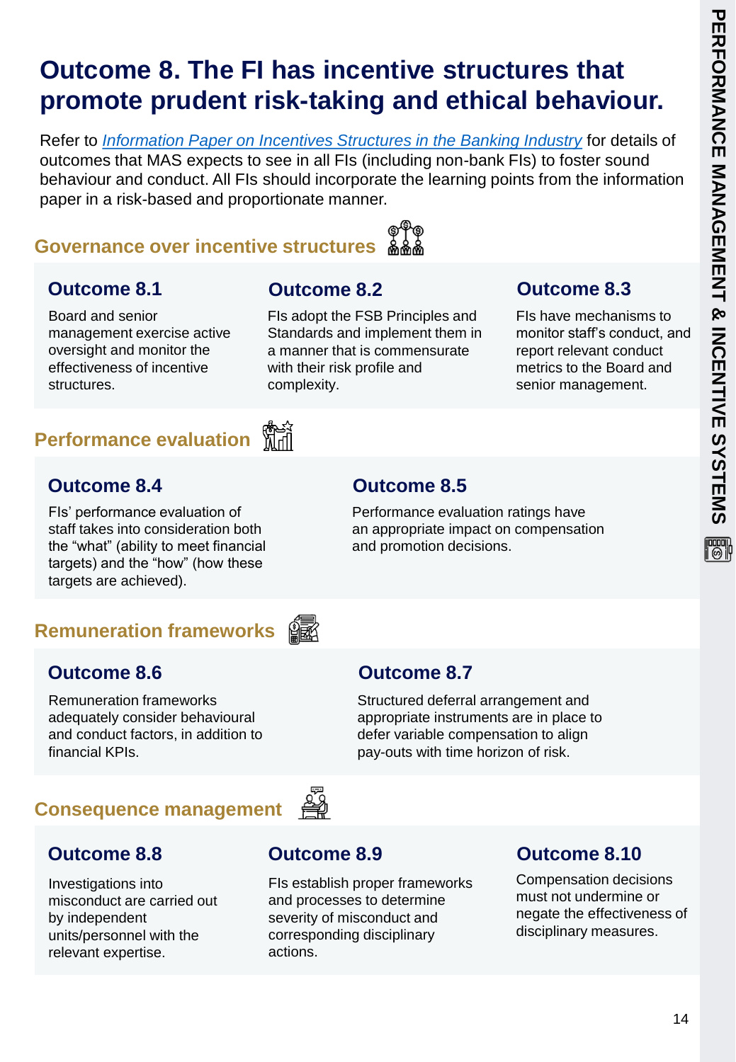# Outcome 8. The FI has incentive structures that promote prudent risk-taking and ethical behaviour.

Refer to *Information Paper on Incentives Structures in the Banking Industry* for details of outcomes that MAS expects to see in all FIs (including non-bank FIs) to foster sound behaviour and conduct. All FIs should incorporate the learning points from the information paper in a risk-based and proportionate manner.

## Governance over incentive structures

### Outcome 8.1

Board and senior management exercise active oversight and monitor the effectiveness of incentive structures.

### Outcome 8.2

FIs adopt the FSB Principles and Standards and implement them in a manner that is commensurate with their risk profile and complexity.

### Outcome 8.3

FIs have mechanisms to monitor staff's conduct, and report relevant conduct metrics to the Board and senior management.

## Performance evaluation

### Outcome 8.4

FIs' performance evaluation of staff takes into consideration both the "what" (ability to meet financial targets) and the "how" (how these targets are achieved).

### Outcome 8.5

Performance evaluation ratings have an appropriate impact on compensation and promotion decisions.

## Remuneration frameworks

### Outcome 8.6

Remuneration frameworks adequately consider behavioural and conduct factors, in addition to financial KPIs.

### Outcome 8.7

Structured deferral arrangement and appropriate instruments are in place to defer variable compensation to align pay-outs with time horizon of risk.

## Consequence management

### Outcome 8.8

Investigations into misconduct are carried out by independent units/personnel with the relevant expertise.

### Outcome 8.9

FIs establish proper frameworks and processes to determine severity of misconduct and corresponding disciplinary actions.

### Outcome 8.10

Compensation decisions must not undermine or negate the effectiveness of disciplinary measures.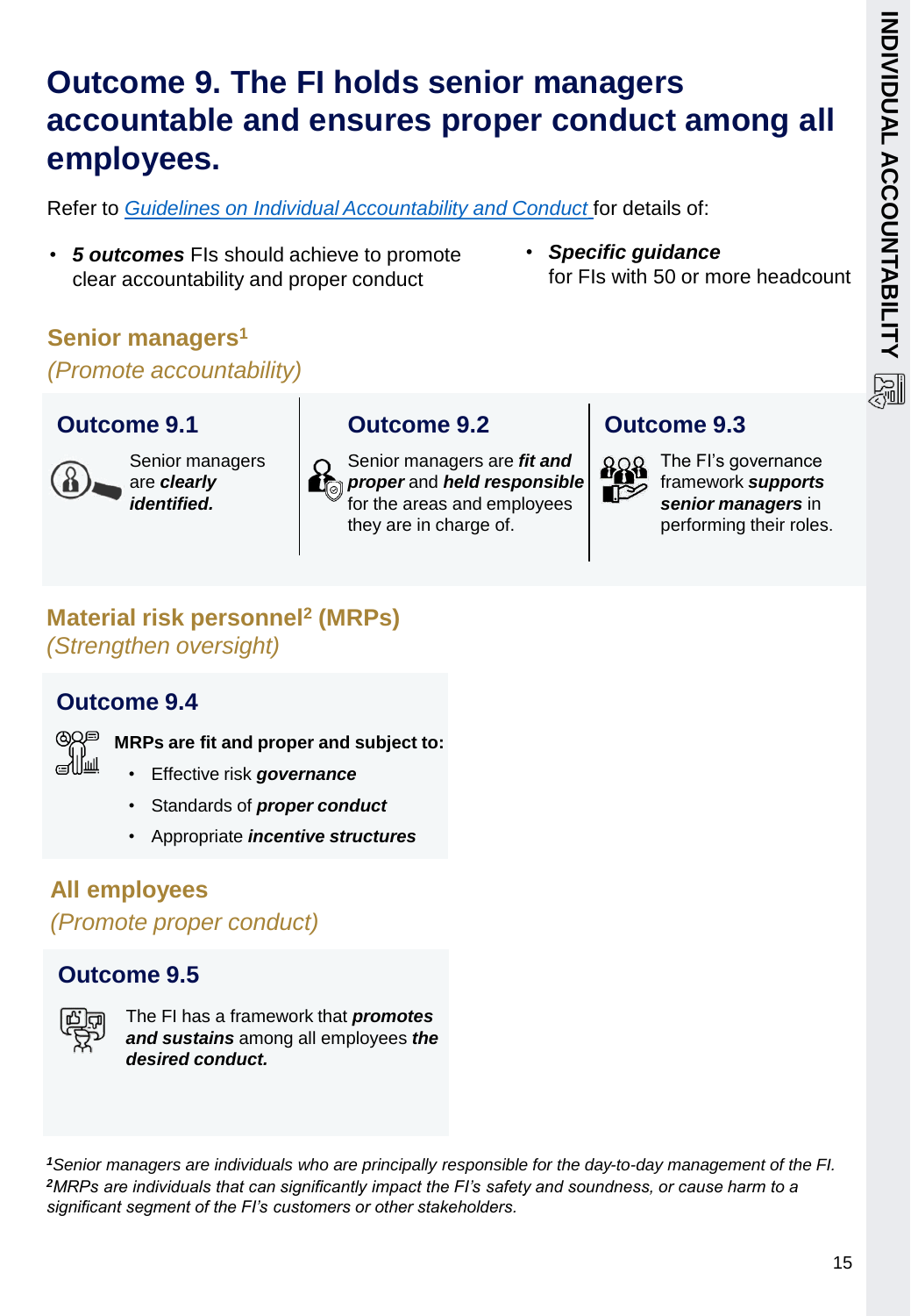# Outcome 9. The FI holds senior managers accountable and ensures proper conduct among all employees.

Refer to *Guidelines on Individual Accountability and Conduct* for details of:

- ***5 outcomes*** FIs should achieve to promote clear accountability and proper conduct
- ***Specific guidance*** for FIs with 50 or more headcount

## Senior managers[1]

*(Promote accountability)*

### Outcome 9.1

Senior managers are ***clearly identified.***

### Outcome 9.2

Senior managers are ***fit and proper*** and ***held responsible*** for the areas and employees they are in charge of.

### Outcome 9.3

The FI's governance framework ***supports senior managers*** in performing their roles.

## Material risk personnel[2] (MRPs)

*(Strengthen oversight)*

### Outcome 9.4

**MRPs are fit and proper and subject to:**

- Effective risk ***governance***
- Standards of ***proper conduct***
- Appropriate ***incentive structures***

## All employees

*(Promote proper conduct)*

### Outcome 9.5

The FI has a framework that ***promotes and sustains*** among all employees ***the desired conduct.***

---

*[1]Senior managers are individuals who are principally responsible for the day-to-day management of the FI.*
*[2]MRPs are individuals that can significantly impact the FI's safety and soundness, or cause harm to a significant segment of the FI's customers or other stakeholders.*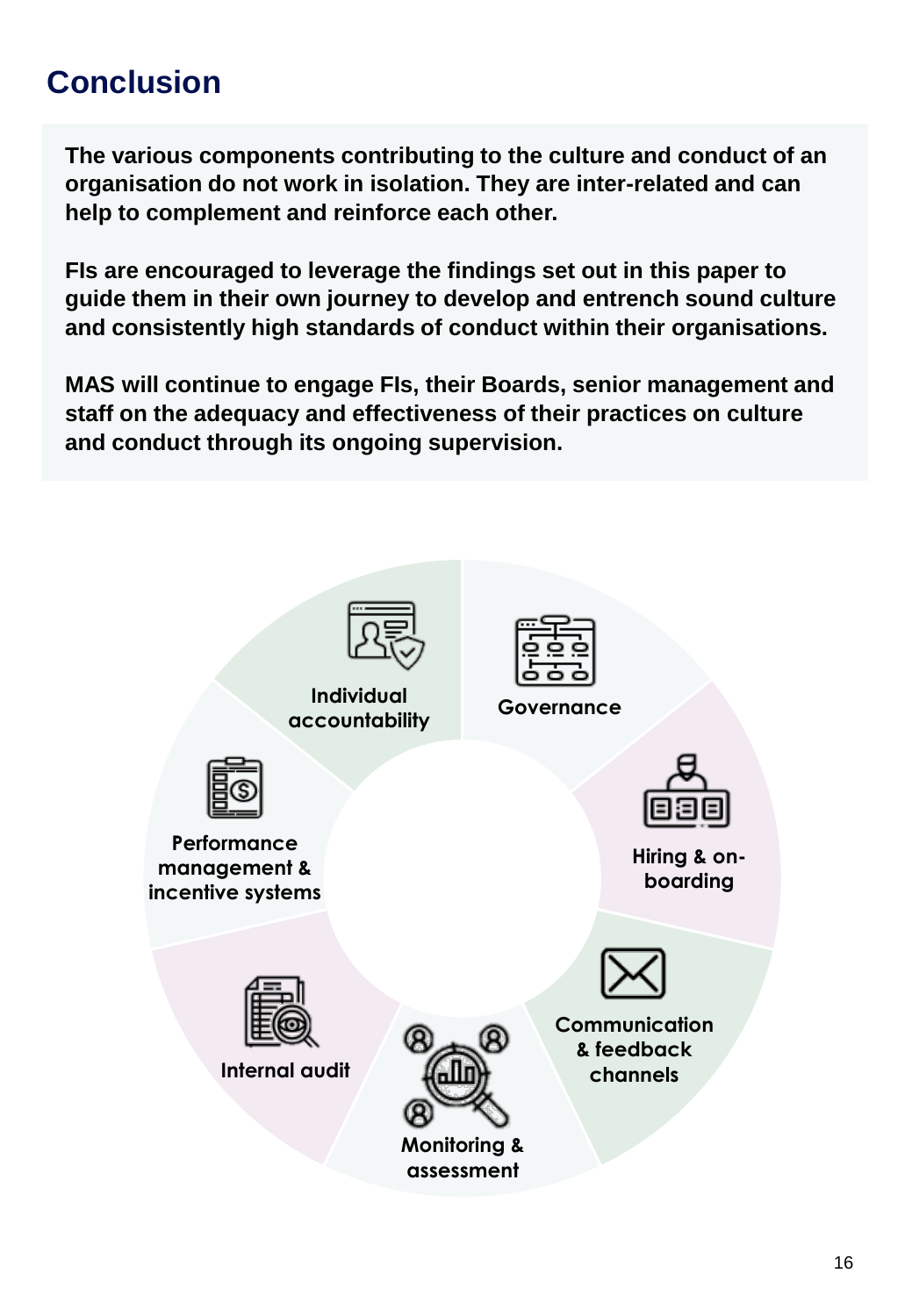# Conclusion

**The various components contributing to the culture and conduct of an organisation do not work in isolation. They are inter-related and can help to complement and reinforce each other.**

**FIs are encouraged to leverage the findings set out in this paper to guide them in their own journey to develop and entrench sound culture and consistently high standards of conduct within their organisations.**

**MAS will continue to engage FIs, their Boards, senior management and staff on the adequacy and effectiveness of their practices on culture and conduct through its ongoing supervision.**

Individual accountability

Governance

Hiring & on-boarding

Communication & feedback channels

Monitoring & assessment

Internal audit

Performance management & incentive systems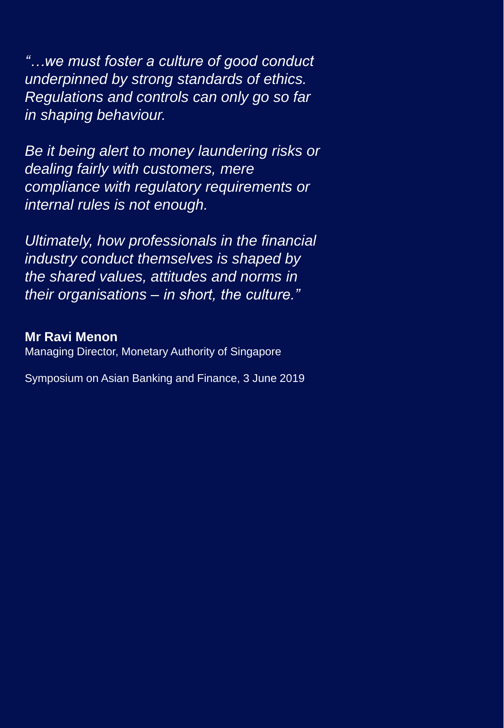*"…we must foster a culture of good conduct underpinned by strong standards of ethics. Regulations and controls can only go so far in shaping behaviour.*

*Be it being alert to money laundering risks or dealing fairly with customers, mere compliance with regulatory requirements or internal rules is not enough.*

*Ultimately, how professionals in the financial industry conduct themselves is shaped by the shared values, attitudes and norms in their organisations – in short, the culture."*

**Mr Ravi Menon**
Managing Director, Monetary Authority of Singapore

Symposium on Asian Banking and Finance, 3 June 2019